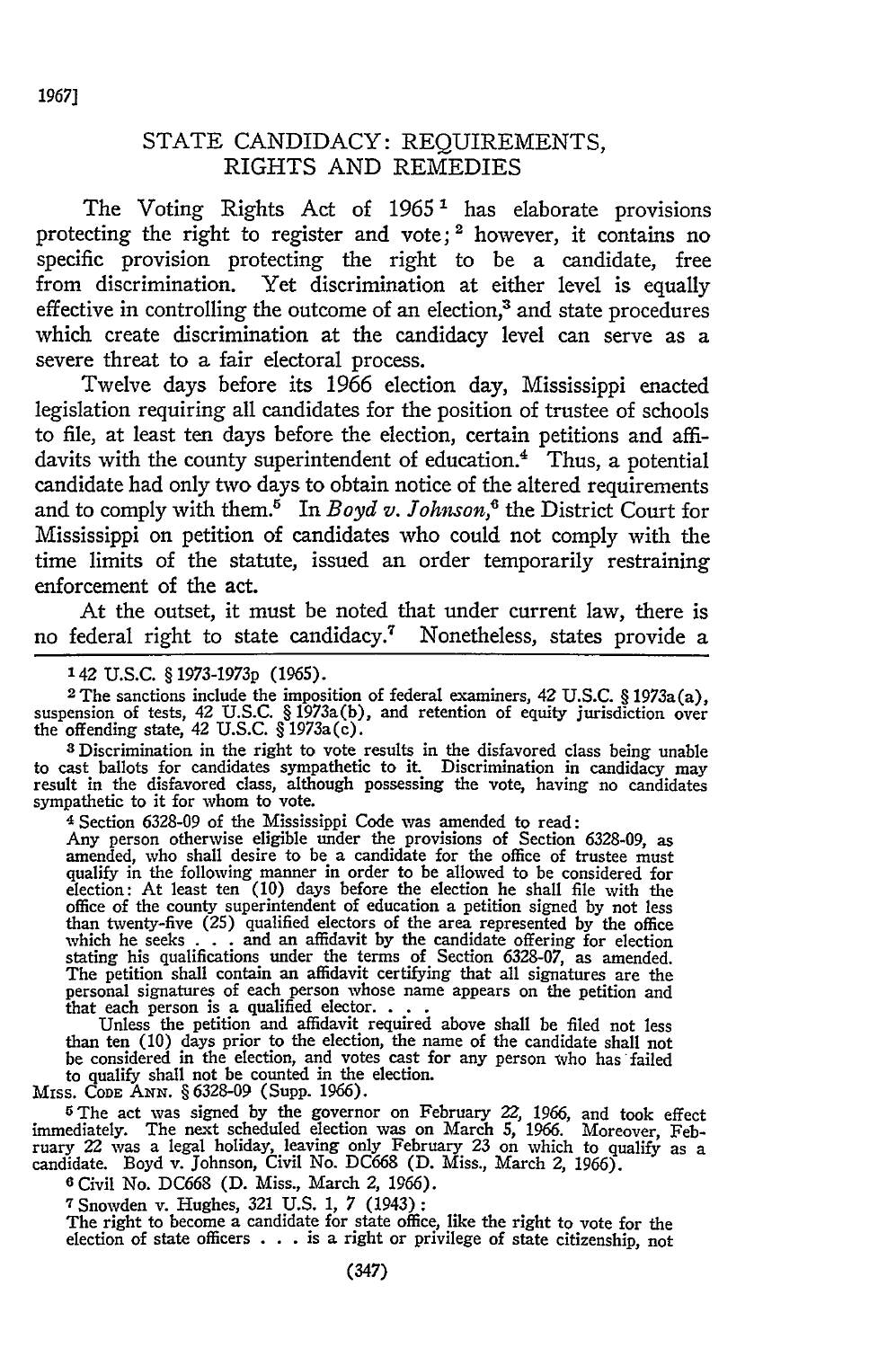# STATE CANDIDACY: REQUIREMENTS, RIGHTS AND REMEDIES

The Voting Rights Act of 1965[1] has elaborate provisions protecting the right to register and vote;[2] however, it contains no specific provision protecting the right to be a candidate, free from discrimination. Yet discrimination at either level is equally effective in controlling the outcome of an election,[3] and state procedures which create discrimination at the candidacy level can serve as a severe threat to a fair electoral process.

Twelve days before its 1966 election day, Mississippi enacted legislation requiring all candidates for the position of trustee of schools to file, at least ten days before the election, certain petitions and affidavits with the county superintendent of education.[4] Thus, a potential candidate had only two days to obtain notice of the altered requirements and to comply with them.[5] In *Boyd v. Johnson*,[6] the District Court for Mississippi on petition of candidates who could not comply with the time limits of the statute, issued an order temporarily restraining enforcement of the act.

At the outset, it must be noted that under current law, there is no federal right to state candidacy.[7] Nonetheless, states provide a

---

1 42 U.S.C. § 1973-1973p (1965).

2 The sanctions include the imposition of federal examiners, 42 U.S.C. § 1973a(a), suspension of tests, 42 U.S.C. § 1973a(b), and retention of equity jurisdiction over the offending state, 42 U.S.C. § 1973a(c).

3 Discrimination in the right to vote results in the disfavored class being unable to cast ballots for candidates sympathetic to it. Discrimination in candidacy may result in the disfavored class, although possessing the vote, having no candidates sympathetic to it for whom to vote.

4 Section 6328-09 of the Mississippi Code was amended to read:

Any person otherwise eligible under the provisions of Section 6328-09, as amended, who shall desire to be a candidate for the office of trustee must qualify in the following manner in order to be allowed to be considered for election: At least ten (10) days before the election he shall file with the office of the county superintendent of education a petition signed by not less than twenty-five (25) qualified electors of the area represented by the office which he seeks . . . and an affidavit by the candidate offering for election stating his qualifications under the terms of Section 6328-07, as amended. The petition shall contain an affidavit certifying that all signatures are the personal signatures of each person whose name appears on the petition and that each person is a qualified elector. . . .

Unless the petition and affidavit required above shall be filed not less than ten (10) days prior to the election, the name of the candidate shall not be considered in the election, and votes cast for any person who has failed to qualify shall not be counted in the election.

Miss. Code Ann. § 6328-09 (Supp. 1966).

5 The act was signed by the governor on February 22, 1966, and took effect immediately. The next scheduled election was on March 5, 1966. Moreover, February 22 was a legal holiday, leaving only February 23 on which to qualify as a candidate. Boyd v. Johnson, Civil No. DC668 (D. Miss., March 2, 1966).

6 Civil No. DC668 (D. Miss., March 2, 1966).

7 Snowden v. Hughes, 321 U.S. 1, 7 (1943):

The right to become a candidate for state office, like the right to vote for the election of state officers . . . is a right or privilege of state citizenship, not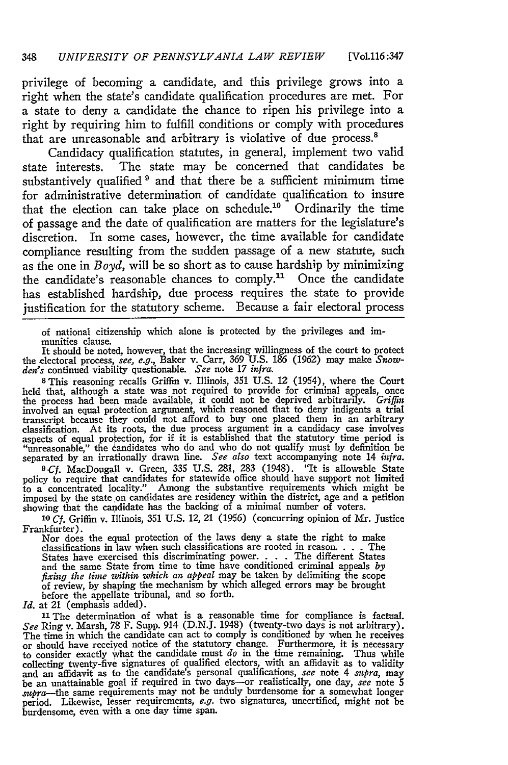privilege of becoming a candidate, and this privilege grows into a right when the state's candidate qualification procedures are met. For a state to deny a candidate the chance to ripen his privilege into a right by requiring him to fulfill conditions or comply with procedures that are unreasonable and arbitrary is violative of due process.[8]

Candidacy qualification statutes, in general, implement two valid state interests. The state may be concerned that candidates be substantively qualified[9] and that there be a sufficient minimum time for administrative determination of candidate qualification to insure that the election can take place on schedule.[10] Ordinarily the time of passage and the date of qualification are matters for the legislature's discretion. In some cases, however, the time available for candidate compliance resulting from the sudden passage of a new statute, such as the one in *Boyd*, will be so short as to cause hardship by minimizing the candidate's reasonable chances to comply.[11] Once the candidate has established hardship, due process requires the state to provide justification for the statutory scheme. Because a fair electoral process

---

of national citizenship which alone is protected by the privileges and immunities clause.

It should be noted, however, that the increasing willingness of the court to protect the electoral process, *see, e.g.*, Baker v. Carr, 369 U.S. 186 (1962) may make *Snowden's* continued viability questionable. *See* note 17 *infra*.

[8] This reasoning recalls Griffin v. Illinois, 351 U.S. 12 (1954), where the Court held that, although a state was not required to provide for criminal appeals, once the process had been made available, it could not be deprived arbitrarily. *Griffin* involved an equal protection argument, which reasoned that to deny indigents a trial transcript because they could not afford to buy one placed them in an arbitrary classification. At its roots, the due process argument in a candidacy case involves aspects of equal protection, for if it is established that the statutory time period is "unreasonable," the candidates who do and who do not qualify must by definition be separated by an irrationally drawn line. *See also* text accompanying note 14 *infra*.

[9] *Cf.* MacDougall v. Green, 335 U.S. 281, 283 (1948). "It is allowable State policy to require that candidates for statewide office should have support not limited to a concentrated locality." Among the substantive requirements which might be imposed by the state on candidates are residency within the district, age and a petition showing that the candidate has the backing of a minimal number of voters.

[10] *Cf.* Griffin v. Illinois, 351 U.S. 12, 21 (1956) (concurring opinion of Mr. Justice Frankfurter).

> Nor does the equal protection of the laws deny a state the right to make classifications in law when such classifications are rooted in reason. . . . The States have exercised this discriminating power. . . . The different States and the same State from time to time have conditioned criminal appeals *by fixing the time within which an appeal* may be taken by delimiting the scope of review, by shaping the mechanism by which alleged errors may be brought before the appellate tribunal, and so forth.

*Id.* at 21 (emphasis added).

[11] The determination of what is a reasonable time for compliance is factual. *See* Ring v. Marsh, 78 F. Supp. 914 (D.N.J. 1948) (twenty-two days is not arbitrary). The time in which the candidate can act to comply is conditioned by when he receives or should have received notice of the statutory change. Furthermore, it is necessary to consider exactly what the candidate must *do* in the time remaining. Thus while collecting twenty-five signatures of qualified electors, with an affidavit as to validity and an affidavit as to the candidate's personal qualifications, *see* note 4 *supra*, may be an unattainable goal if required in two days—or realistically, one day, *see* note 5 *supra*—the same requirements may not be unduly burdensome for a somewhat longer period. Likewise, lesser requirements, *e.g.* two signatures, uncertified, might not be burdensome, even with a one day time span.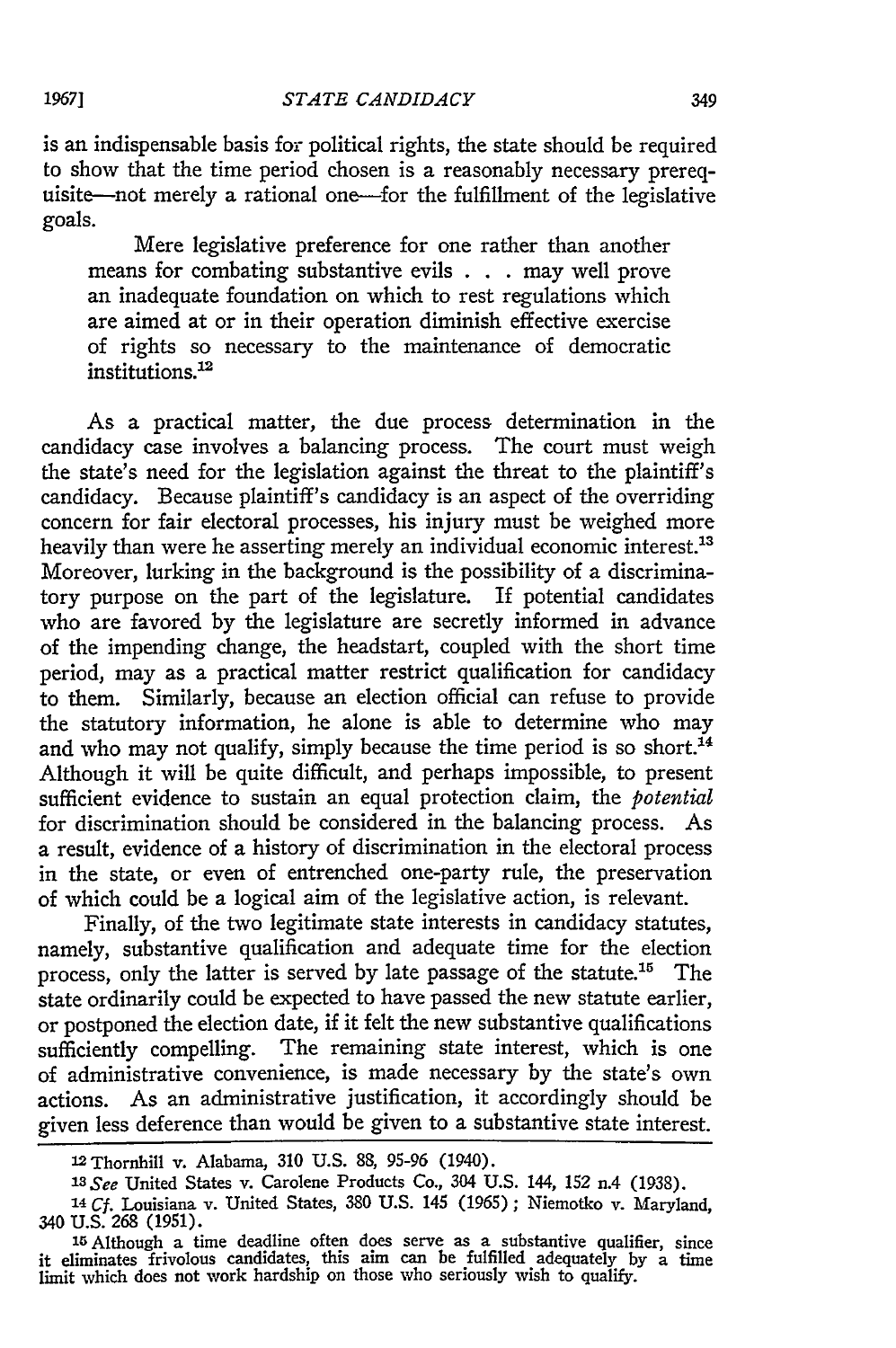is an indispensable basis for political rights, the state should be required to show that the time period chosen is a reasonably necessary prerequisite—not merely a rational one—for the fulfillment of the legislative goals.

> Mere legislative preference for one rather than another means for combating substantive evils . . . may well prove an inadequate foundation on which to rest regulations which are aimed at or in their operation diminish effective exercise of rights so necessary to the maintenance of democratic institutions.[12]

As a practical matter, the due process determination in the candidacy case involves a balancing process. The court must weigh the state's need for the legislation against the threat to the plaintiff's candidacy. Because plaintiff's candidacy is an aspect of the overriding concern for fair electoral processes, his injury must be weighed more heavily than were he asserting merely an individual economic interest.[13] Moreover, lurking in the background is the possibility of a discriminatory purpose on the part of the legislature. If potential candidates who are favored by the legislature are secretly informed in advance of the impending change, the headstart, coupled with the short time period, may as a practical matter restrict qualification for candidacy to them. Similarly, because an election official can refuse to provide the statutory information, he alone is able to determine who may and who may not qualify, simply because the time period is so short.[14] Although it will be quite difficult, and perhaps impossible, to present sufficient evidence to sustain an equal protection claim, the *potential* for discrimination should be considered in the balancing process. As a result, evidence of a history of discrimination in the electoral process in the state, or even of entrenched one-party rule, the preservation of which could be a logical aim of the legislative action, is relevant.

Finally, of the two legitimate state interests in candidacy statutes, namely, substantive qualification and adequate time for the election process, only the latter is served by late passage of the statute.[15] The state ordinarily could be expected to have passed the new statute earlier, or postponed the election date, if it felt the new substantive qualifications sufficiently compelling. The remaining state interest, which is one of administrative convenience, is made necessary by the state's own actions. As an administrative justification, it accordingly should be given less deference than would be given to a substantive state interest.

---

12 Thornhill v. Alabama, 310 U.S. 88, 95-96 (1940).

13 *See* United States v. Carolene Products Co., 304 U.S. 144, 152 n.4 (1938).

14 *Cf.* Louisiana v. United States, 380 U.S. 145 (1965); Niemotko v. Maryland, 340 U.S. 268 (1951).

15 Although a time deadline often does serve as a substantive qualifier, since it eliminates frivolous candidates, this aim can be fulfilled adequately by a time limit which does not work hardship on those who seriously wish to qualify.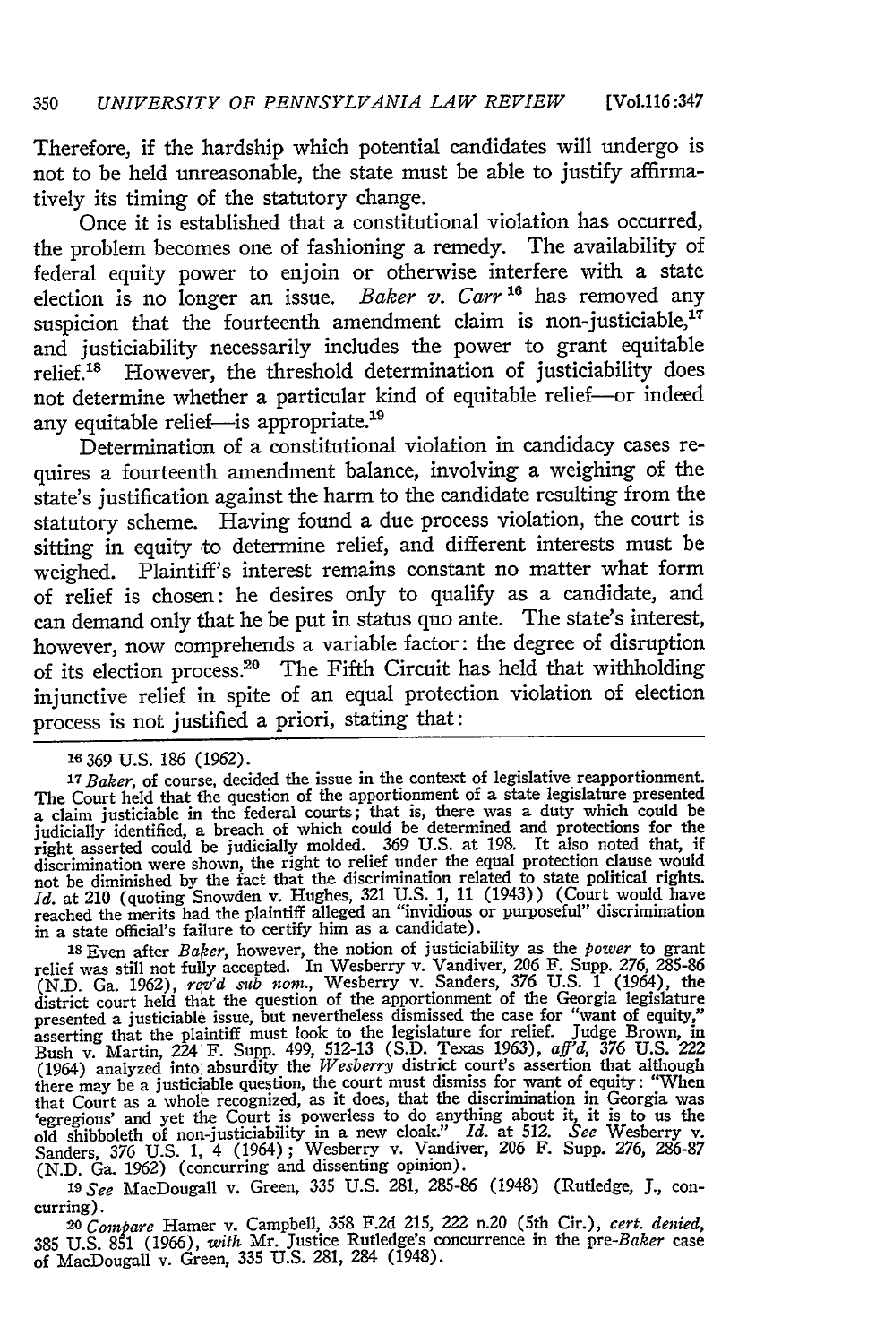Therefore, if the hardship which potential candidates will undergo is not to be held unreasonable, the state must be able to justify affirmatively its timing of the statutory change.

Once it is established that a constitutional violation has occurred, the problem becomes one of fashioning a remedy. The availability of federal equity power to enjoin or otherwise interfere with a state election is no longer an issue. *Baker v. Carr*[16] has removed any suspicion that the fourteenth amendment claim is non-justiciable,[17] and justiciability necessarily includes the power to grant equitable relief.[18] However, the threshold determination of justiciability does not determine whether a particular kind of equitable relief—or indeed any equitable relief—is appropriate.[19]

Determination of a constitutional violation in candidacy cases requires a fourteenth amendment balance, involving a weighing of the state's justification against the harm to the candidate resulting from the statutory scheme. Having found a due process violation, the court is sitting in equity to determine relief, and different interests must be weighed. Plaintiff's interest remains constant no matter what form of relief is chosen: he desires only to qualify as a candidate, and can demand only that he be put in status quo ante. The state's interest, however, now comprehends a variable factor: the degree of disruption of its election process.[20] The Fifth Circuit has held that withholding injunctive relief in spite of an equal protection violation of election process is not justified a priori, stating that:

---

[16] 369 U.S. 186 (1962).

[17] *Baker*, of course, decided the issue in the context of legislative reapportionment. The Court held that the question of the apportionment of a state legislature presented a claim justiciable in the federal courts; that is, there was a duty which could be judicially identified, a breach of which could be determined and protections for the right asserted could be judicially molded. 369 U.S. at 198. It also noted that, if discrimination were shown, the right to relief under the equal protection clause would not be diminished by the fact that the discrimination related to state political rights. *Id.* at 210 (quoting Snowden v. Hughes, 321 U.S. 1, 11 (1943)) (Court would have reached the merits had the plaintiff alleged an "invidious or purposeful" discrimination in a state official's failure to certify him as a candidate).

[18] Even after *Baker*, however, the notion of justiciability as the *power* to grant relief was still not fully accepted. In Wesberry v. Vandiver, 206 F. Supp. 276, 285-86 (N.D. Ga. 1962), *rev'd sub nom.*, Wesberry v. Sanders, 376 U.S. 1 (1964), the district court held that the question of the apportionment of the Georgia legislature presented a justiciable issue, but nevertheless dismissed the case for "want of equity," asserting that the plaintiff must look to the legislature for relief. Judge Brown, in Bush v. Martin, 224 F. Supp. 499, 512-13 (S.D. Texas 1963), *aff'd*, 376 U.S. 222 (1964) analyzed into absurdity the *Wesberry* district court's assertion that although there may be a justiciable question, the court must dismiss for want of equity: "When that Court as a whole recognized, as it does, that the discrimination in Georgia was 'egregious' and yet the Court is powerless to do anything about it, it is to us the old shibboleth of non-justiciability in a new cloak." *Id.* at 512. *See* Wesberry v. Sanders, 376 U.S. 1, 4 (1964); Wesberry v. Vandiver, 206 F. Supp. 276, 286-87 (N.D. Ga. 1962) (concurring and dissenting opinion).

[19] *See* MacDougall v. Green, 335 U.S. 281, 285-86 (1948) (Rutledge, J., concurring).

[20] *Compare* Hamer v. Campbell, 358 F.2d 215, 222 n.20 (5th Cir.), *cert. denied*, 385 U.S. 851 (1966), *with* Mr. Justice Rutledge's concurrence in the pre-*Baker* case of MacDougall v. Green, 335 U.S. 281, 284 (1948).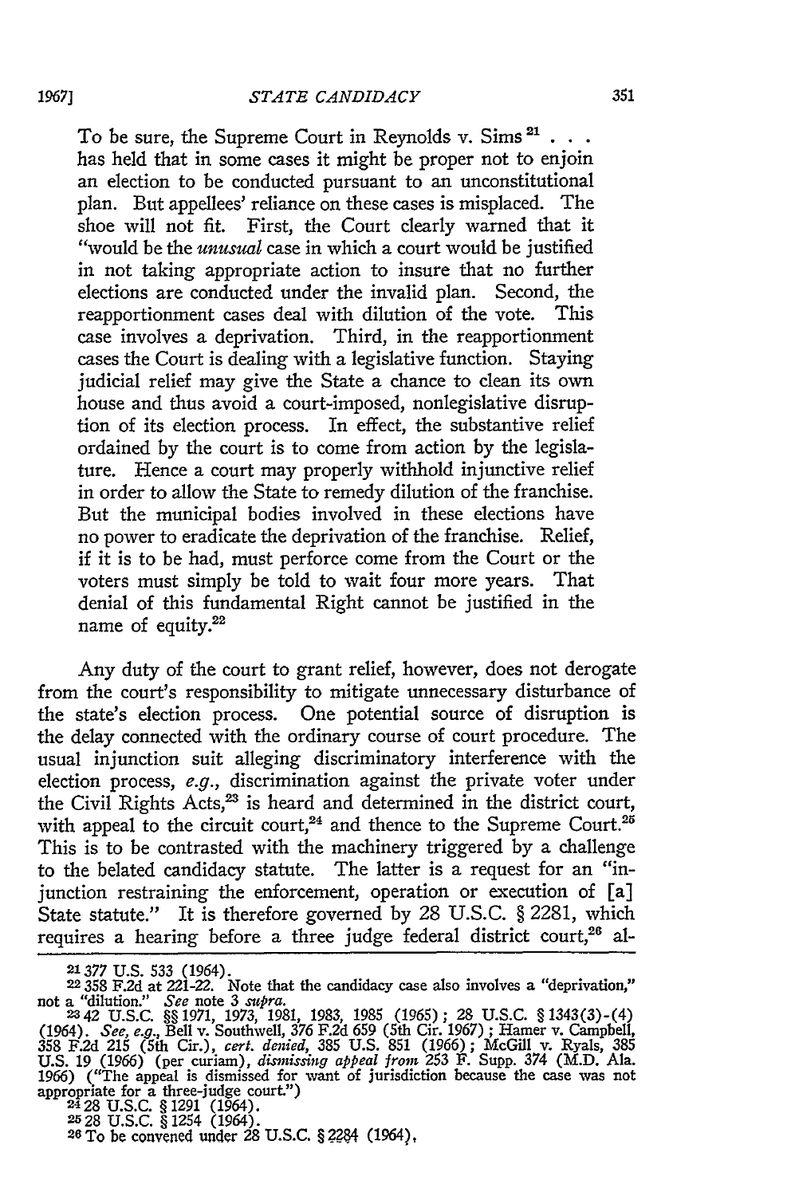To be sure, the Supreme Court in Reynolds v. Sims [21] . . . has held that in some cases it might be proper not to enjoin an election to be conducted pursuant to an unconstitutional plan. But appellees' reliance on these cases is misplaced. The shoe will not fit. First, the Court clearly warned that it "would be the *unusual* case in which a court would be justified in not taking appropriate action to insure that no further elections are conducted under the invalid plan. Second, the reapportionment cases deal with dilution of the vote. This case involves a deprivation. Third, in the reapportionment cases the Court is dealing with a legislative function. Staying judicial relief may give the State a chance to clean its own house and thus avoid a court-imposed, nonlegislative disruption of its election process. In effect, the substantive relief ordained by the court is to come from action by the legislature. Hence a court may properly withhold injunctive relief in order to allow the State to remedy dilution of the franchise. But the municipal bodies involved in these elections have no power to eradicate the deprivation of the franchise. Relief, if it is to be had, must perforce come from the Court or the voters must simply be told to wait four more years. That denial of this fundamental Right cannot be justified in the name of equity.[22]

Any duty of the court to grant relief, however, does not derogate from the court's responsibility to mitigate unnecessary disturbance of the state's election process. One potential source of disruption is the delay connected with the ordinary course of court procedure. The usual injunction suit alleging discriminatory interference with the election process, *e.g.*, discrimination against the private voter under the Civil Rights Acts,[23] is heard and determined in the district court, with appeal to the circuit court,[24] and thence to the Supreme Court.[25] This is to be contrasted with the machinery triggered by a challenge to the belated candidacy statute. The latter is a request for an "injunction restraining the enforcement, operation or execution of [a] State statute." It is therefore governed by 28 U.S.C. § 2281, which requires a hearing before a three judge federal district court,[26] al-

[21] 377 U.S. 533 (1964).

[22] 358 F.2d at 221-22. Note that the candidacy case also involves a "deprivation," not a "dilution." *See* note 3 *supra*.

[23] 42 U.S.C. §§ 1971, 1973, 1981, 1983, 1985 (1965); 28 U.S.C. § 1343(3)-(4) (1964). *See, e.g.*, Bell v. Southwell, 376 F.2d 659 (5th Cir. 1967); Hamer v. Campbell, 358 F.2d 215 (5th Cir.), *cert. denied*, 385 U.S. 851 (1966); McGill v. Ryals, 385 U.S. 19 (1966) (per curiam), *dismissing appeal from* 253 F. Supp. 374 (M.D. Ala. 1966) ("The appeal is dismissed for want of jurisdiction because the case was not appropriate for a three-judge court.")

[24] 28 U.S.C. § 1291 (1964).

[25] 28 U.S.C. § 1254 (1964).

[26] To be convened under 28 U.S.C. § 2284 (1964).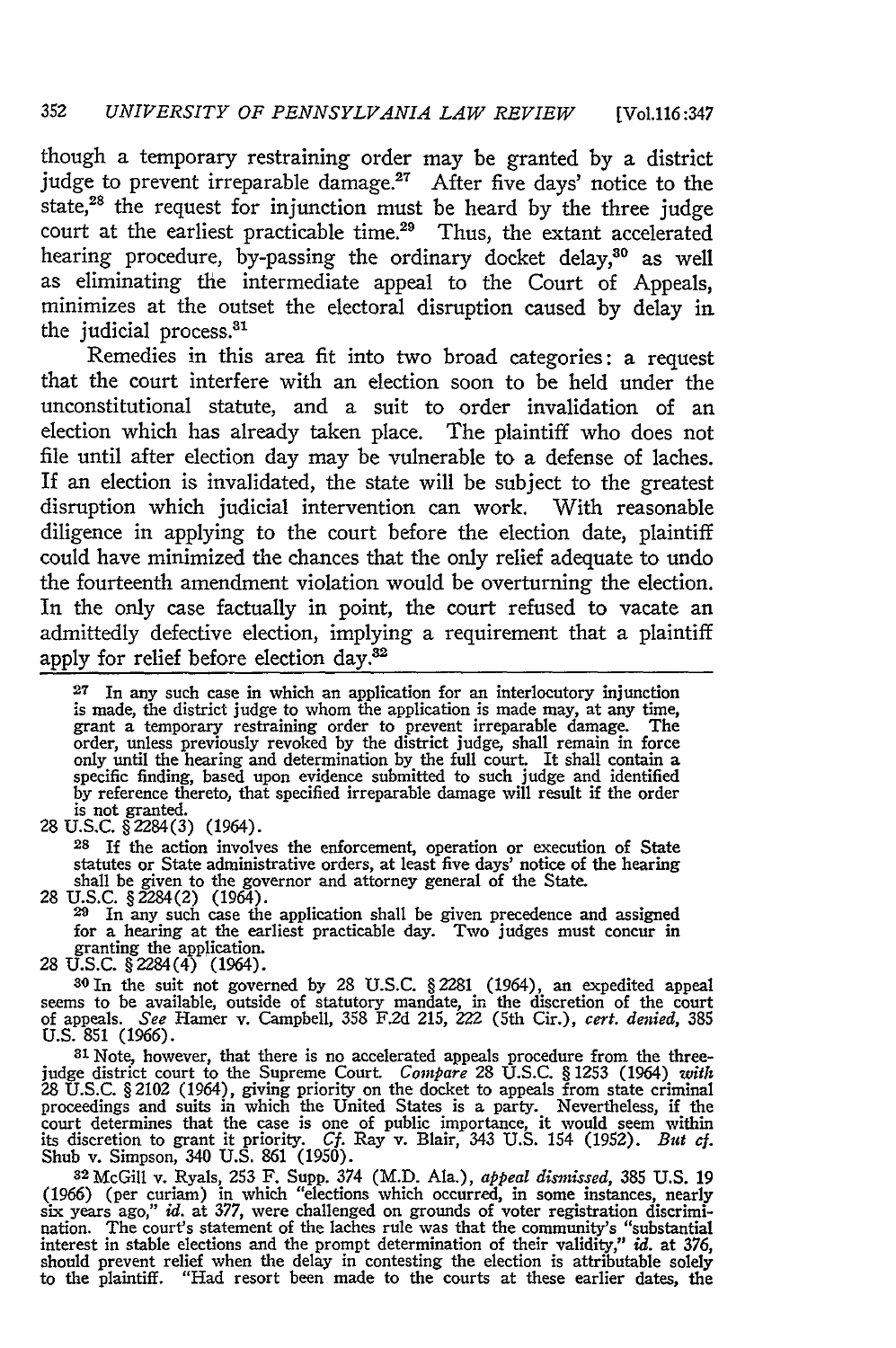though a temporary restraining order may be granted by a district judge to prevent irreparable damage.[27] After five days' notice to the state,[28] the request for injunction must be heard by the three judge court at the earliest practicable time.[29] Thus, the extant accelerated hearing procedure, by-passing the ordinary docket delay,[30] as well as eliminating the intermediate appeal to the Court of Appeals, minimizes at the outset the electoral disruption caused by delay in the judicial process.[31]

Remedies in this area fit into two broad categories: a request that the court interfere with an election soon to be held under the unconstitutional statute, and a suit to order invalidation of an election which has already taken place. The plaintiff who does not file until after election day may be vulnerable to a defense of laches. If an election is invalidated, the state will be subject to the greatest disruption which judicial intervention can work. With reasonable diligence in applying to the court before the election date, plaintiff could have minimized the chances that the only relief adequate to undo the fourteenth amendment violation would be overturning the election. In the only case factually in point, the court refused to vacate an admittedly defective election, implying a requirement that a plaintiff apply for relief before election day.[32]

---

[27] In any such case in which an application for an interlocutory injunction is made, the district judge to whom the application is made may, at any time, grant a temporary restraining order to prevent irreparable damage. The order, unless previously revoked by the district judge, shall remain in force only until the hearing and determination by the full court. It shall contain a specific finding, based upon evidence submitted to such judge and identified by reference thereto, that specified irreparable damage will result if the order is not granted.

28 U.S.C. § 2284(3) (1964).

[28] If the action involves the enforcement, operation or execution of State statutes or State administrative orders, at least five days' notice of the hearing shall be given to the governor and attorney general of the State.

28 U.S.C. § 2284(2) (1964).

[29] In any such case the application shall be given precedence and assigned for a hearing at the earliest practicable day. Two judges must concur in granting the application.

28 U.S.C. § 2284(4) (1964).

[30] In the suit not governed by 28 U.S.C. § 2281 (1964), an expedited appeal seems to be available, outside of statutory mandate, in the discretion of the court of appeals. *See* Hamer v. Campbell, 358 F.2d 215, 222 (5th Cir.), *cert. denied*, 385 U.S. 851 (1966).

[31] Note, however, that there is no accelerated appeals procedure from the three-judge district court to the Supreme Court. *Compare* 28 U.S.C. § 1253 (1964) *with* 28 U.S.C. § 2102 (1964), giving priority on the docket to appeals from state criminal proceedings and suits in which the United States is a party. Nevertheless, if the court determines that the case is one of public importance, it would seem within its discretion to grant it priority. *Cf.* Ray v. Blair, 343 U.S. 154 (1952). *But cf.* Shub v. Simpson, 340 U.S. 861 (1950).

[32] McGill v. Ryals, 253 F. Supp. 374 (M.D. Ala.), *appeal dismissed*, 385 U.S. 19 (1966) (per curiam) in which "elections which occurred, in some instances, nearly six years ago," *id.* at 377, were challenged on grounds of voter registration discrimination. The court's statement of the laches rule was that the community's "substantial interest in stable elections and the prompt determination of their validity," *id.* at 376, should prevent relief when the delay in contesting the election is attributable solely to the plaintiff. "Had resort been made to the courts at these earlier dates, the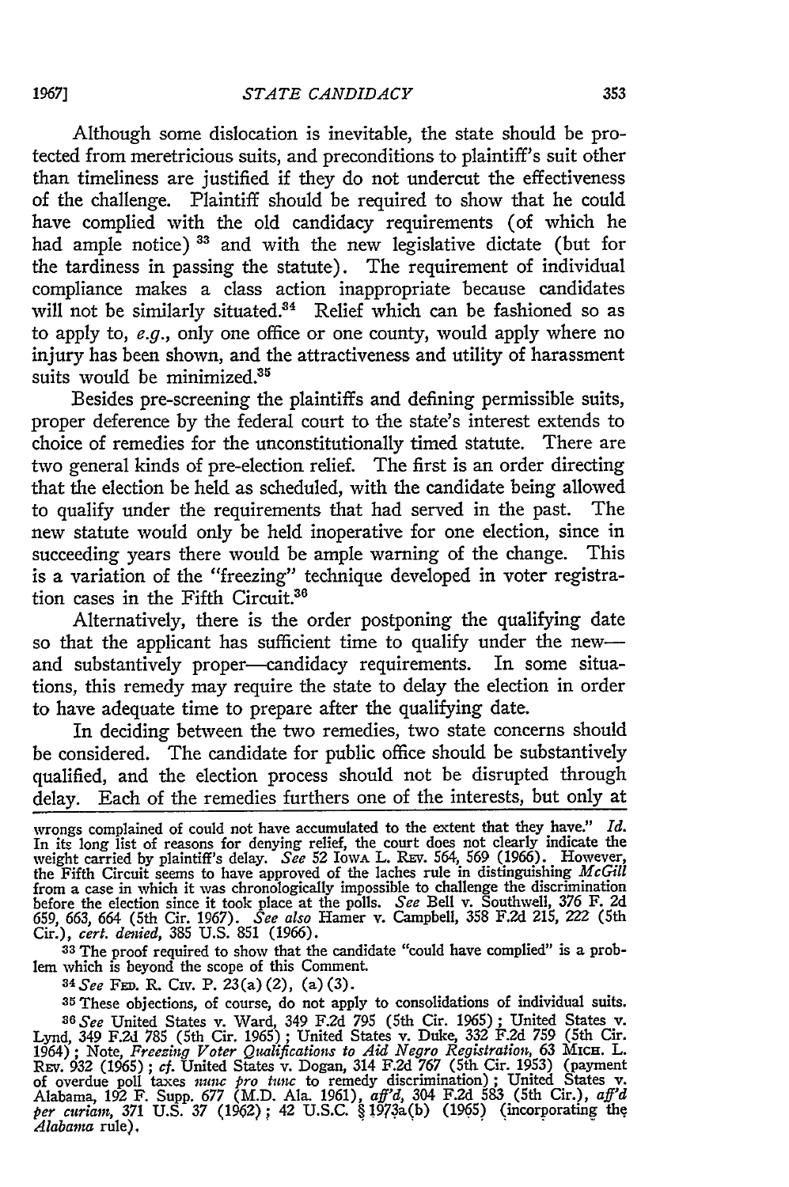Although some dislocation is inevitable, the state should be protected from meretricious suits, and preconditions to plaintiff's suit other than timeliness are justified if they do not undercut the effectiveness of the challenge. Plaintiff should be required to show that he could have complied with the old candidacy requirements (of which he had ample notice) [33] and with the new legislative dictate (but for the tardiness in passing the statute). The requirement of individual compliance makes a class action inappropriate because candidates will not be similarly situated.[34] Relief which can be fashioned so as to apply to, *e.g.*, only one office or one county, would apply where no injury has been shown, and the attractiveness and utility of harassment suits would be minimized.[35]

Besides pre-screening the plaintiffs and defining permissible suits, proper deference by the federal court to the state's interest extends to choice of remedies for the unconstitutionally timed statute. There are two general kinds of pre-election relief. The first is an order directing that the election be held as scheduled, with the candidate being allowed to qualify under the requirements that had served in the past. The new statute would only be held inoperative for one election, since in succeeding years there would be ample warning of the change. This is a variation of the "freezing" technique developed in voter registration cases in the Fifth Circuit.[36]

Alternatively, there is the order postponing the qualifying date so that the applicant has sufficient time to qualify under the new—and substantively proper—candidacy requirements. In some situations, this remedy may require the state to delay the election in order to have adequate time to prepare after the qualifying date.

In deciding between the two remedies, two state concerns should be considered. The candidate for public office should be substantively qualified, and the election process should not be disrupted through delay. Each of the remedies furthers one of the interests, but only at

wrongs complained of could not have accumulated to the extent that they have." *Id.* In its long list of reasons for denying relief, the court does not clearly indicate the weight carried by plaintiff's delay. *See* 52 IOWA L. REV. 564, 569 (1966). However, the Fifth Circuit seems to have approved of the laches rule in distinguishing *McGill* from a case in which it was chronologically impossible to challenge the discrimination before the election since it took place at the polls. *See* Bell v. Southwell, 376 F. 2d 659, 663, 664 (5th Cir. 1967). *See also* Hamer v. Campbell, 358 F.2d 215, 222 (5th Cir.), *cert. denied*, 385 U.S. 851 (1966).

[33] The proof required to show that the candidate "could have complied" is a problem which is beyond the scope of this Comment.

[34] *See* FED. R. CIV. P. 23(a)(2), (a)(3).

[35] These objections, of course, do not apply to consolidations of individual suits.

[36] *See* United States v. Ward, 349 F.2d 795 (5th Cir. 1965); United States v. Lynd, 349 F.2d 785 (5th Cir. 1965); United States v. Duke, 332 F.2d 759 (5th Cir. 1964); Note, *Freezing Voter Qualifications to Aid Negro Registration*, 63 MICH. L. REV. 932 (1965); *cf.* United States v. Dogan, 314 F.2d 767 (5th Cir. 1953) (payment of overdue poll taxes *nunc pro tunc* to remedy discrimination); United States v. Alabama, 192 F. Supp. 677 (M.D. Ala. 1961), *aff'd*, 304 F.2d 583 (5th Cir.), *aff'd per curiam*, 371 U.S. 37 (1962); 42 U.S.C. § 1973a(b) (1965) (incorporating the *Alabama* rule).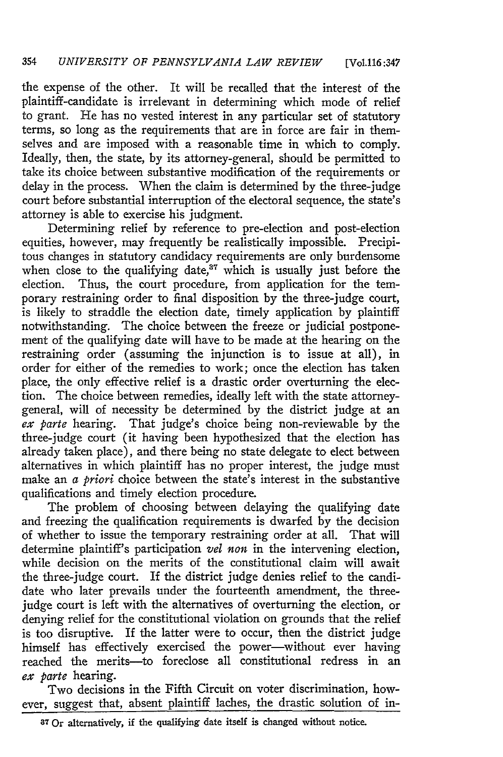the expense of the other. It will be recalled that the interest of the plaintiff-candidate is irrelevant in determining which mode of relief to grant. He has no vested interest in any particular set of statutory terms, so long as the requirements that are in force are fair in themselves and are imposed with a reasonable time in which to comply. Ideally, then, the state, by its attorney-general, should be permitted to take its choice between substantive modification of the requirements or delay in the process. When the claim is determined by the three-judge court before substantial interruption of the electoral sequence, the state's attorney is able to exercise his judgment.

Determining relief by reference to pre-election and post-election equities, however, may frequently be realistically impossible. Precipitous changes in statutory candidacy requirements are only burdensome when close to the qualifying date,[37] which is usually just before the election. Thus, the court procedure, from application for the temporary restraining order to final disposition by the three-judge court, is likely to straddle the election date, timely application by plaintiff notwithstanding. The choice between the freeze or judicial postponement of the qualifying date will have to be made at the hearing on the restraining order (assuming the injunction is to issue at all), in order for either of the remedies to work; once the election has taken place, the only effective relief is a drastic order overturning the election. The choice between remedies, ideally left with the state attorney-general, will of necessity be determined by the district judge at an *ex parte* hearing. That judge's choice being non-reviewable by the three-judge court (it having been hypothesized that the election has already taken place), and there being no state delegate to elect between alternatives in which plaintiff has no proper interest, the judge must make an *a priori* choice between the state's interest in the substantive qualifications and timely election procedure.

The problem of choosing between delaying the qualifying date and freezing the qualification requirements is dwarfed by the decision of whether to issue the temporary restraining order at all. That will determine plaintiff's participation *vel non* in the intervening election, while decision on the merits of the constitutional claim will await the three-judge court. If the district judge denies relief to the candidate who later prevails under the fourteenth amendment, the three-judge court is left with the alternatives of overturning the election, or denying relief for the constitutional violation on grounds that the relief is too disruptive. If the latter were to occur, then the district judge himself has effectively exercised the power—without ever having reached the merits—to foreclose all constitutional redress in an *ex parte* hearing.

Two decisions in the Fifth Circuit on voter discrimination, however, suggest that, absent plaintiff laches, the drastic solution of in-

[37] Or alternatively, if the qualifying date itself is changed without notice.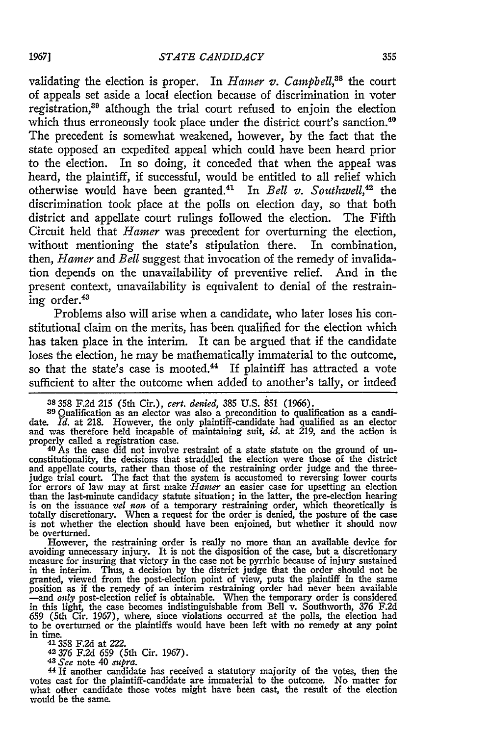validating the election is proper. In *Hamer v. Campbell*,[38] the court of appeals set aside a local election because of discrimination in voter registration,[39] although the trial court refused to enjoin the election which thus erroneously took place under the district court's sanction.[40] The precedent is somewhat weakened, however, by the fact that the state opposed an expedited appeal which could have been heard prior to the election. In so doing, it conceded that when the appeal was heard, the plaintiff, if successful, would be entitled to all relief which otherwise would have been granted.[41] In *Bell v. Southwell*,[42] the discrimination took place at the polls on election day, so that both district and appellate court rulings followed the election. The Fifth Circuit held that *Hamer* was precedent for overturning the election, without mentioning the state's stipulation there. In combination, then, *Hamer* and *Bell* suggest that invocation of the remedy of invalidation depends on the unavailability of preventive relief. And in the present context, unavailability is equivalent to denial of the restraining order.[43]

Problems also will arise when a candidate, who later loses his constitutional claim on the merits, has been qualified for the election which has taken place in the interim. It can be argued that if the candidate loses the election, he may be mathematically immaterial to the outcome, so that the state's case is mooted.[44] If plaintiff has attracted a vote sufficient to alter the outcome when added to another's tally, or indeed

---

[38] 358 F.2d 215 (5th Cir.), *cert. denied*, 385 U.S. 851 (1966).

[39] Qualification as an elector was also a precondition to qualification as a candidate. *Id.* at 218. However, the only plaintiff-candidate had qualified as an elector and was therefore held incapable of maintaining suit, *id.* at 219, and the action is properly called a registration case.

[40] As the case did not involve restraint of a state statute on the ground of unconstitutionality, the decisions that straddled the election were those of the district and appellate courts, rather than those of the restraining order judge and the three-judge trial court. The fact that the system is accustomed to reversing lower courts for errors of law may at first make *Hamer* an easier case for upsetting an election than the last-minute candidacy statute situation; in the latter, the pre-election hearing is on the issuance *vel non* of a temporary restraining order, which theoretically is totally discretionary. When a request for the order is denied, the posture of the case is not whether the election should have been enjoined, but whether it should now be overturned.

However, the restraining order is really no more than an available device for avoiding unnecessary injury. It is not the disposition of the case, but a discretionary measure for insuring that victory in the case not be pyrrhic because of injury sustained in the interim. Thus, a decision by the district judge that the order should not be granted, viewed from the post-election point of view, puts the plaintiff in the same position as if the remedy of an interim restraining order had never been available —and *only* post-election relief is obtainable. When the temporary order is considered in this light, the case becomes indistinguishable from Bell v. Southworth, 376 F.2d 659 (5th Cir. 1967), where, since violations occurred at the polls, the election had to be overturned or the plaintiffs would have been left with no remedy at any point in time.

[41] 358 F.2d at 222.

[42] 376 F.2d 659 (5th Cir. 1967).

[43] *See* note 40 *supra*.

[44] If another candidate has received a statutory majority of the votes, then the votes cast for the plaintiff-candidate are immaterial to the outcome. No matter for what other candidate those votes might have been cast, the result of the election would be the same.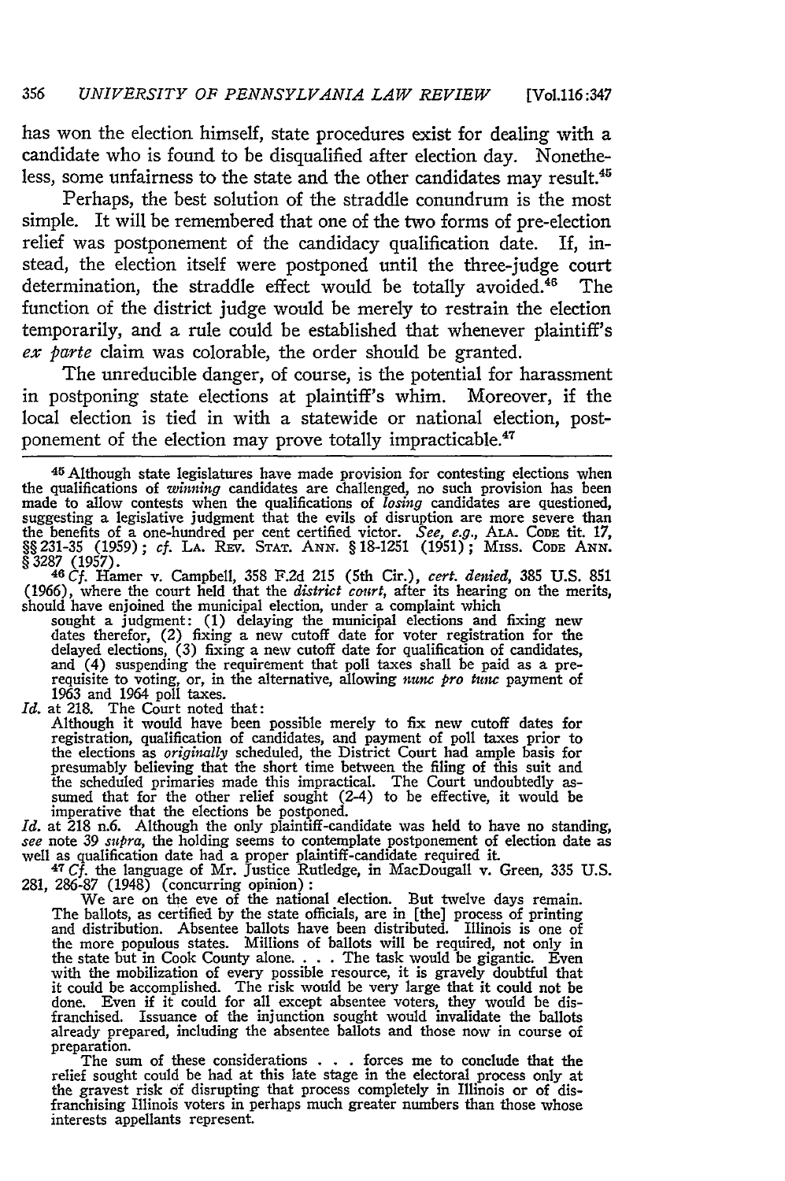has won the election himself, state procedures exist for dealing with a candidate who is found to be disqualified after election day. Nonetheless, some unfairness to the state and the other candidates may result.[45]

Perhaps, the best solution of the straddle conundrum is the most simple. It will be remembered that one of the two forms of pre-election relief was postponement of the candidacy qualification date. If, instead, the election itself were postponed until the three-judge court determination, the straddle effect would be totally avoided.[46] The function of the district judge would be merely to restrain the election temporarily, and a rule could be established that whenever plaintiff's *ex parte* claim was colorable, the order should be granted.

The unreducible danger, of course, is the potential for harassment in postponing state elections at plaintiff's whim. Moreover, if the local election is tied in with a statewide or national election, postponement of the election may prove totally impracticable.[47]

---

[45] Although state legislatures have made provision for contesting elections when the qualifications of *winning* candidates are challenged, no such provision has been made to allow contests when the qualifications of *losing* candidates are questioned, suggesting a legislative judgment that the evils of disruption are more severe than the benefits of a one-hundred per cent certified victor. *See, e.g.*, ALA. CODE tit. 17, §§ 231-35 (1959); *cf.* LA. REV. STAT. ANN. § 18-1251 (1951); MISS. CODE ANN. § 3287 (1957).

[46] *Cf.* Hamer v. Campbell, 358 F.2d 215 (5th Cir.), *cert. denied*, 385 U.S. 851 (1966), where the court held that the *district court*, after its hearing on the merits, should have enjoined the municipal election, under a complaint which

> sought a judgment: (1) delaying the municipal elections and fixing new dates therefor, (2) fixing a new cutoff date for voter registration for the delayed elections, (3) fixing a new cutoff date for qualification of candidates, and (4) suspending the requirement that poll taxes shall be paid as a prerequisite to voting, or, in the alternative, allowing *nunc pro tunc* payment of 1963 and 1964 poll taxes.

*Id.* at 218. The Court noted that:

> Although it would have been possible merely to fix new cutoff dates for registration, qualification of candidates, and payment of poll taxes prior to the elections as *originally* scheduled, the District Court had ample basis for presumably believing that the short time between the filing of this suit and the scheduled primaries made this impractical. The Court undoubtedly assumed that for the other relief sought (2-4) to be effective, it would be imperative that the elections be postponed.

*Id.* at 218 n.6. Although the only plaintiff-candidate was held to have no standing, *see* note 39 *supra*, the holding seems to contemplate postponement of election date as well as qualification date had a proper plaintiff-candidate required it.

[47] *Cf.* the language of Mr. Justice Rutledge, in MacDougall v. Green, 335 U.S. 281, 286-87 (1948) (concurring opinion):

> We are on the eve of the national election. But twelve days remain. The ballots, as certified by the state officials, are in [the] process of printing and distribution. Absentee ballots have been distributed. Illinois is one of the more populous states. Millions of ballots will be required, not only in the state but in Cook County alone. . . . The task would be gigantic. Even with the mobilization of every possible resource, it is gravely doubtful that it could be accomplished. The risk would be very large that it could not be done. Even if it could for all except absentee voters, they would be disfranchised. Issuance of the injunction sought would invalidate the ballots already prepared, including the absentee ballots and those now in course of preparation.
>
> The sum of these considerations . . . forces me to conclude that the relief sought could be had at this late stage in the electoral process only at the gravest risk of disrupting that process completely in Illinois or of disfranchising Illinois voters in perhaps much greater numbers than those whose interests appellants represent.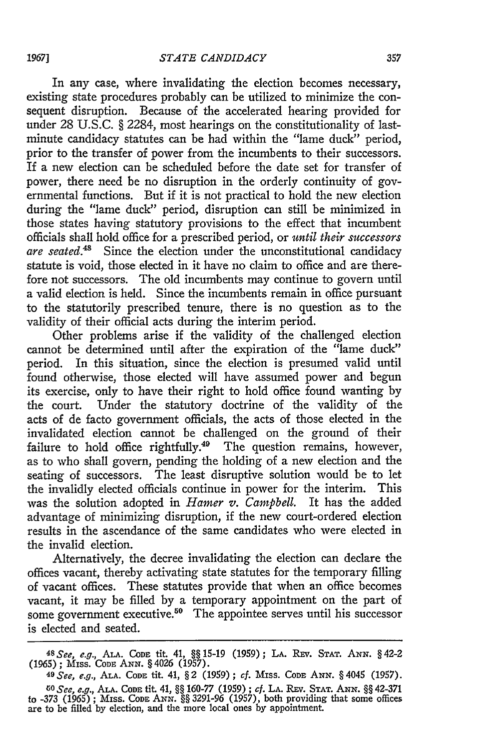In any case, where invalidating the election becomes necessary, existing state procedures probably can be utilized to minimize the consequent disruption. Because of the accelerated hearing provided for under 28 U.S.C. § 2284, most hearings on the constitutionality of last-minute candidacy statutes can be had within the "lame duck" period, prior to the transfer of power from the incumbents to their successors. If a new election can be scheduled before the date set for transfer of power, there need be no disruption in the orderly continuity of governmental functions. But if it is not practical to hold the new election during the "lame duck" period, disruption can still be minimized in those states having statutory provisions to the effect that incumbent officials shall hold office for a prescribed period, or *until their successors are seated.*[48] Since the election under the unconstitutional candidacy statute is void, those elected in it have no claim to office and are therefore not successors. The old incumbents may continue to govern until a valid election is held. Since the incumbents remain in office pursuant to the statutorily prescribed tenure, there is no question as to the validity of their official acts during the interim period.

Other problems arise if the validity of the challenged election cannot be determined until after the expiration of the "lame duck" period. In this situation, since the election is presumed valid until found otherwise, those elected will have assumed power and begun its exercise, only to have their right to hold office found wanting by the court. Under the statutory doctrine of the validity of the acts of de facto government officials, the acts of those elected in the invalidated election cannot be challenged on the ground of their failure to hold office rightfully.[49] The question remains, however, as to who shall govern, pending the holding of a new election and the seating of successors. The least disruptive solution would be to let the invalidly elected officials continue in power for the interim. This was the solution adopted in *Hamer v. Campbell*. It has the added advantage of minimizing disruption, if the new court-ordered election results in the ascendance of the same candidates who were elected in the invalid election.

Alternatively, the decree invalidating the election can declare the offices vacant, thereby activating state statutes for the temporary filling of vacant offices. These statutes provide that when an office becomes vacant, it may be filled by a temporary appointment on the part of some government executive.[50] The appointee serves until his successor is elected and seated.

---

[48] *See, e.g.*, ALA. CODE tit. 41, §§ 15-19 (1959); LA. REV. STAT. ANN. § 42-2 (1965); MISS. CODE ANN. § 4026 (1957).

[49] *See, e.g.*, ALA. CODE tit. 41, § 2 (1959); *cf.* MISS. CODE ANN. § 4045 (1957).

[50] *See, e.g.*, ALA. CODE tit. 41, §§ 160-77 (1959); *cf.* LA. REV. STAT. ANN. §§ 42-371 to -373 (1965); MISS. CODE ANN. §§ 3291-96 (1957), both providing that some offices are to be filled by election, and the more local ones by appointment.